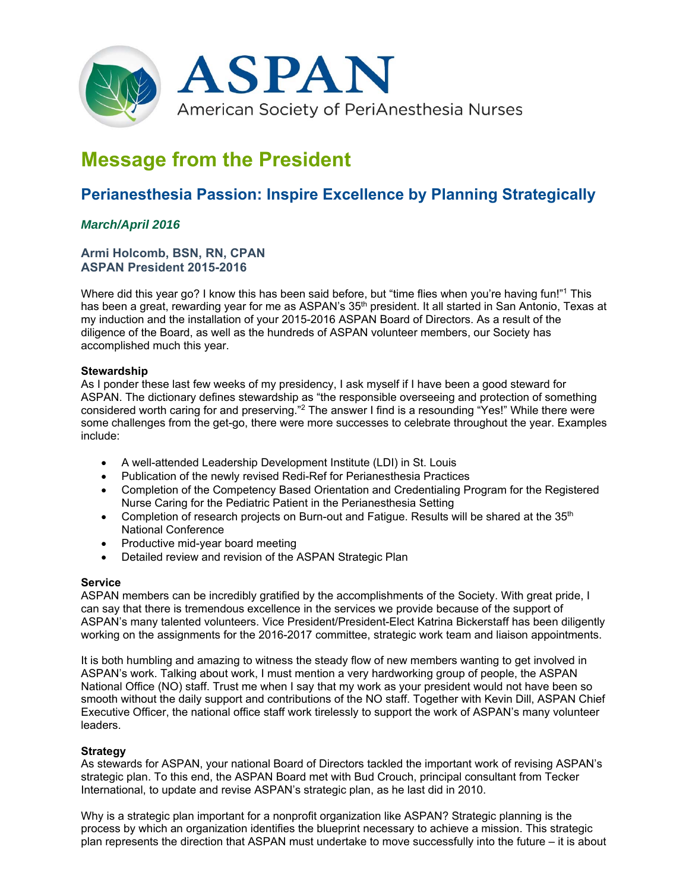# ASPAN

American Society of PeriAnesthesia Nurses

## Message from the President

### Perianesthesia Passion: Inspire Excellence by Planning Strategically

***March/April 2016***

**Armi Holcomb, BSN, RN, CPAN**
**ASPAN President 2015-2016**

Where did this year go? I know this has been said before, but "time flies when you're having fun!"[1] This has been a great, rewarding year for me as ASPAN's 35th president. It all started in San Antonio, Texas at my induction and the installation of your 2015-2016 ASPAN Board of Directors. As a result of the diligence of the Board, as well as the hundreds of ASPAN volunteer members, our Society has accomplished much this year.

**Stewardship**
As I ponder these last few weeks of my presidency, I ask myself if I have been a good steward for ASPAN. The dictionary defines stewardship as "the responsible overseeing and protection of something considered worth caring for and preserving."[2] The answer I find is a resounding "Yes!" While there were some challenges from the get-go, there were more successes to celebrate throughout the year. Examples include:

- A well-attended Leadership Development Institute (LDI) in St. Louis
- Publication of the newly revised Redi-Ref for Perianesthesia Practices
- Completion of the Competency Based Orientation and Credentialing Program for the Registered Nurse Caring for the Pediatric Patient in the Perianesthesia Setting
- Completion of research projects on Burn-out and Fatigue. Results will be shared at the 35th National Conference
- Productive mid-year board meeting
- Detailed review and revision of the ASPAN Strategic Plan

**Service**
ASPAN members can be incredibly gratified by the accomplishments of the Society. With great pride, I can say that there is tremendous excellence in the services we provide because of the support of ASPAN's many talented volunteers. Vice President/President-Elect Katrina Bickerstaff has been diligently working on the assignments for the 2016-2017 committee, strategic work team and liaison appointments.

It is both humbling and amazing to witness the steady flow of new members wanting to get involved in ASPAN's work. Talking about work, I must mention a very hardworking group of people, the ASPAN National Office (NO) staff. Trust me when I say that my work as your president would not have been so smooth without the daily support and contributions of the NO staff. Together with Kevin Dill, ASPAN Chief Executive Officer, the national office staff work tirelessly to support the work of ASPAN's many volunteer leaders.

**Strategy**
As stewards for ASPAN, your national Board of Directors tackled the important work of revising ASPAN's strategic plan. To this end, the ASPAN Board met with Bud Crouch, principal consultant from Tecker International, to update and revise ASPAN's strategic plan, as he last did in 2010.

Why is a strategic plan important for a nonprofit organization like ASPAN? Strategic planning is the process by which an organization identifies the blueprint necessary to achieve a mission. This strategic plan represents the direction that ASPAN must undertake to move successfully into the future – it is about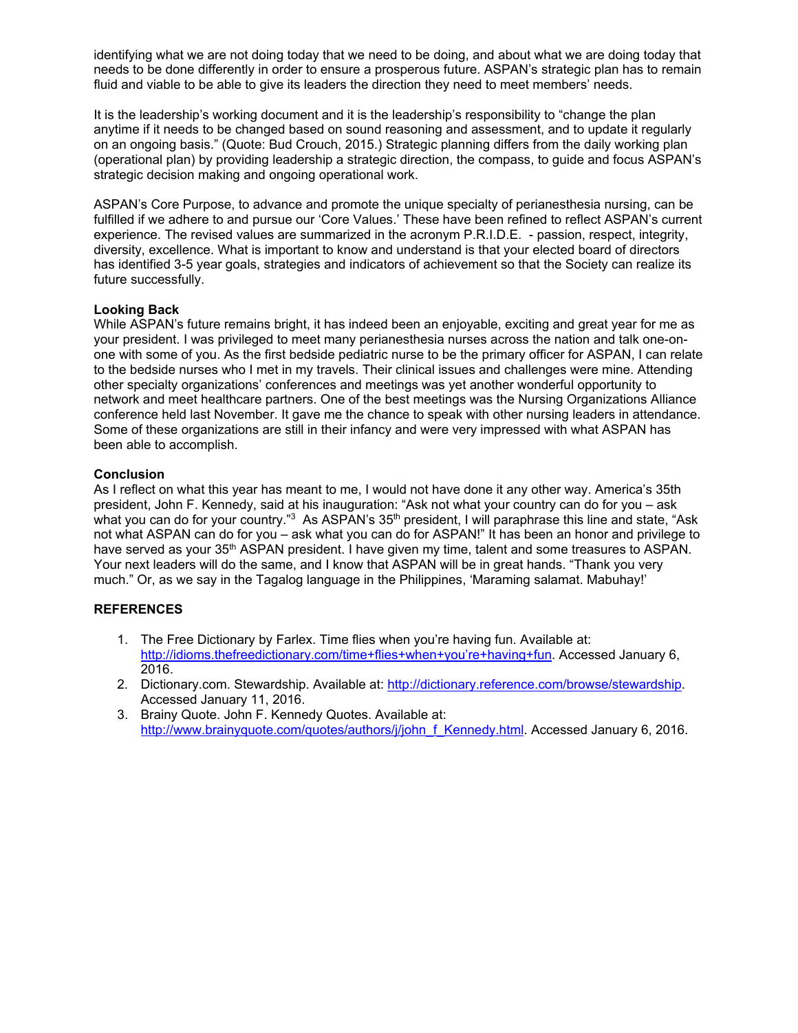identifying what we are not doing today that we need to be doing, and about what we are doing today that needs to be done differently in order to ensure a prosperous future. ASPAN's strategic plan has to remain fluid and viable to be able to give its leaders the direction they need to meet members' needs.

It is the leadership's working document and it is the leadership's responsibility to "change the plan anytime if it needs to be changed based on sound reasoning and assessment, and to update it regularly on an ongoing basis." (Quote: Bud Crouch, 2015.) Strategic planning differs from the daily working plan (operational plan) by providing leadership a strategic direction, the compass, to guide and focus ASPAN's strategic decision making and ongoing operational work.

ASPAN's Core Purpose, to advance and promote the unique specialty of perianesthesia nursing, can be fulfilled if we adhere to and pursue our 'Core Values.' These have been refined to reflect ASPAN's current experience. The revised values are summarized in the acronym P.R.I.D.E. - passion, respect, integrity, diversity, excellence. What is important to know and understand is that your elected board of directors has identified 3-5 year goals, strategies and indicators of achievement so that the Society can realize its future successfully.

**Looking Back**

While ASPAN's future remains bright, it has indeed been an enjoyable, exciting and great year for me as your president. I was privileged to meet many perianesthesia nurses across the nation and talk one-on-one with some of you. As the first bedside pediatric nurse to be the primary officer for ASPAN, I can relate to the bedside nurses who I met in my travels. Their clinical issues and challenges were mine. Attending other specialty organizations' conferences and meetings was yet another wonderful opportunity to network and meet healthcare partners. One of the best meetings was the Nursing Organizations Alliance conference held last November. It gave me the chance to speak with other nursing leaders in attendance. Some of these organizations are still in their infancy and were very impressed with what ASPAN has been able to accomplish.

**Conclusion**

As I reflect on what this year has meant to me, I would not have done it any other way. America's 35th president, John F. Kennedy, said at his inauguration: "Ask not what your country can do for you – ask what you can do for your country."[3] As ASPAN's 35th president, I will paraphrase this line and state, "Ask not what ASPAN can do for you – ask what you can do for ASPAN!" It has been an honor and privilege to have served as your 35th ASPAN president. I have given my time, talent and some treasures to ASPAN. Your next leaders will do the same, and I know that ASPAN will be in great hands. "Thank you very much." Or, as we say in the Tagalog language in the Philippines, 'Maraming salamat. Mabuhay!'

**REFERENCES**

1. The Free Dictionary by Farlex. Time flies when you're having fun. Available at: http://idioms.thefreedictionary.com/time+flies+when+you're+having+fun. Accessed January 6, 2016.
2. Dictionary.com. Stewardship. Available at: http://dictionary.reference.com/browse/stewardship. Accessed January 11, 2016.
3. Brainy Quote. John F. Kennedy Quotes. Available at: http://www.brainyquote.com/quotes/authors/j/john_f_Kennedy.html. Accessed January 6, 2016.